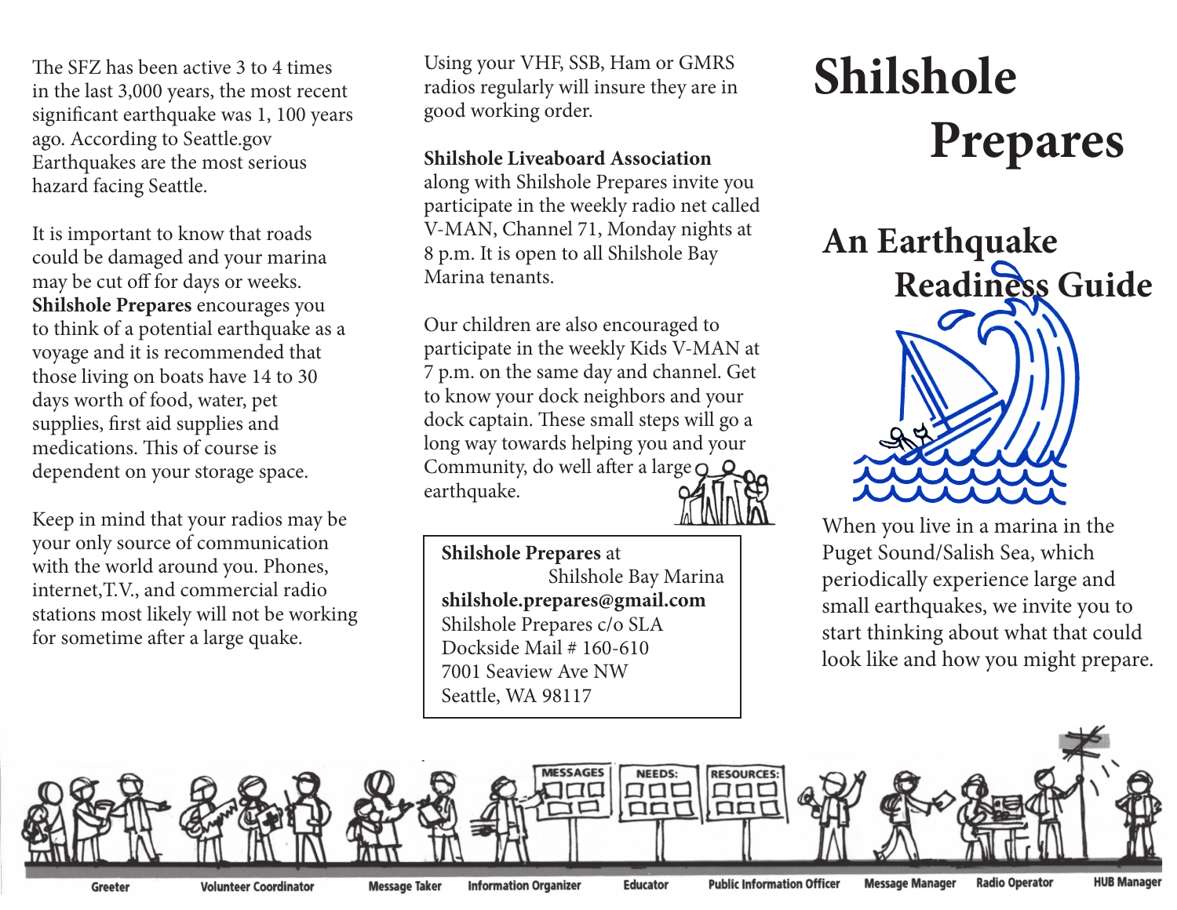# Shilshole Prepares

## An Earthquake Readiness Guide

When you live in a marina in the Puget Sound/Salish Sea, which periodically experience large and small earthquakes, we invite you to start thinking about what that could look like and how you might prepare.

The SFZ has been active 3 to 4 times in the last 3,000 years, the most recent significant earthquake was 1, 100 years ago. According to Seattle.gov Earthquakes are the most serious hazard facing Seattle.

It is important to know that roads could be damaged and your marina may be cut off for days or weeks. **Shilshole Prepares** encourages you to think of a potential earthquake as a voyage and it is recommended that those living on boats have 14 to 30 days worth of food, water, pet supplies, first aid supplies and medications. This of course is dependent on your storage space.

Keep in mind that your radios may be your only source of communication with the world around you. Phones, internet,T.V., and commercial radio stations most likely will not be working for sometime after a large quake.

Using your VHF, SSB, Ham or GMRS radios regularly will insure they are in good working order.

**Shilshole Liveaboard Association** along with Shilshole Prepares invite you participate in the weekly radio net called V-MAN, Channel 71, Monday nights at 8 p.m. It is open to all Shilshole Bay Marina tenants.

Our children are also encouraged to participate in the weekly Kids V-MAN at 7 p.m. on the same day and channel. Get to know your dock neighbors and your dock captain. These small steps will go a long way towards helping you and your Community, do well after a large earthquake.

**Shilshole Prepares** at Shilshole Bay Marina
**shilshole.prepares@gmail.com**
Shilshole Prepares c/o SLA
Dockside Mail # 160-610
7001 Seaview Ave NW
Seattle, WA 98117

MESSAGES | NEEDS: | RESOURCES:

Greeter · Volunteer Coordinator · Message Taker · Information Organizer · Educator · Public Information Officer · Message Manager · Radio Operator · HUB Manager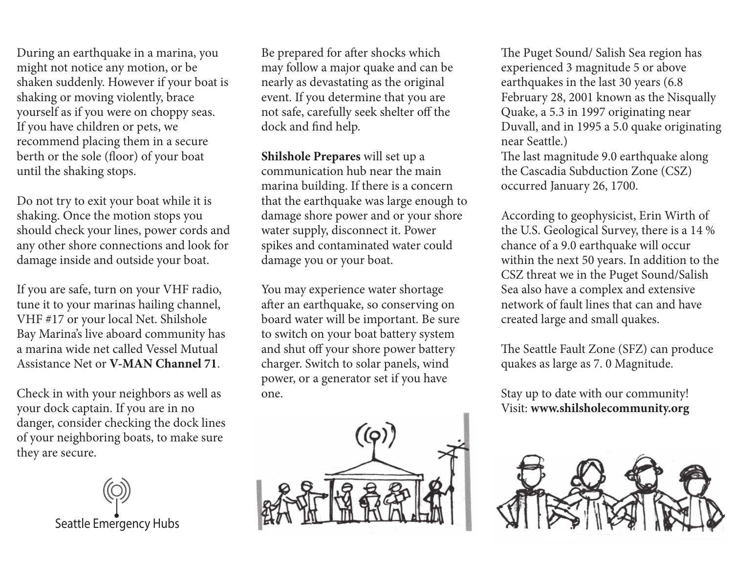During an earthquake in a marina, you might not notice any motion, or be shaken suddenly. However if your boat is shaking or moving violently, brace yourself as if you were on choppy seas. If you have children or pets, we recommend placing them in a secure berth or the sole (floor) of your boat until the shaking stops.

Do not try to exit your boat while it is shaking. Once the motion stops you should check your lines, power cords and any other shore connections and look for damage inside and outside your boat.

If you are safe, turn on your VHF radio, tune it to your marinas hailing channel, VHF #17 or your local Net. Shilshole Bay Marina's live aboard community has a marina wide net called Vessel Mutual Assistance Net or **V-MAN Channel 71**.

Check in with your neighbors as well as your dock captain. If you are in no danger, consider checking the dock lines of your neighboring boats, to make sure they are secure.

Seattle Emergency Hubs

Be prepared for after shocks which may follow a major quake and can be nearly as devastating as the original event. If you determine that you are not safe, carefully seek shelter off the dock and find help.

**Shilshole Prepares** will set up a communication hub near the main marina building. If there is a concern that the earthquake was large enough to damage shore power and or your shore water supply, disconnect it. Power spikes and contaminated water could damage you or your boat.

You may experience water shortage after an earthquake, so conserving on board water will be important. Be sure to switch on your boat battery system and shut off your shore power battery charger. Switch to solar panels, wind power, or a generator set if you have one.

The Puget Sound/ Salish Sea region has experienced 3 magnitude 5 or above earthquakes in the last 30 years (6.8 February 28, 2001 known as the Nisqually Quake, a 5.3 in 1997 originating near Duvall, and in 1995 a 5.0 quake originating near Seattle.)
The last magnitude 9.0 earthquake along the Cascadia Subduction Zone (CSZ) occurred January 26, 1700.

According to geophysicist, Erin Wirth of the U.S. Geological Survey, there is a 14 % chance of a 9.0 earthquake will occur within the next 50 years. In addition to the CSZ threat we in the Puget Sound/Salish Sea also have a complex and extensive network of fault lines that can and have created large and small quakes.

The Seattle Fault Zone (SFZ) can produce quakes as large as 7. 0 Magnitude.

Stay up to date with our community!
Visit: **www.shilsholecommunity.org**